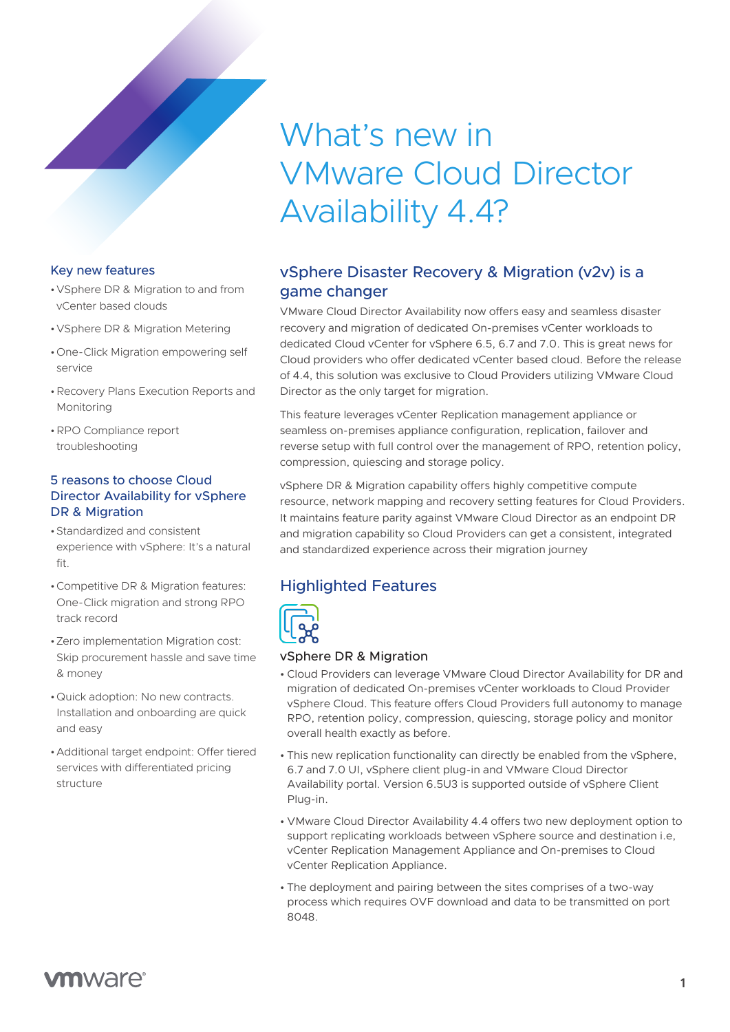# What's new in VMware Cloud Director Availability 4.4?

## Key new features

- VSphere DR & Migration to and from vCenter based clouds
- VSphere DR & Migration Metering
- One-Click Migration empowering self service
- Recovery Plans Execution Reports and Monitoring
- RPO Compliance report troubleshooting

## 5 reasons to choose Cloud Director Availability for vSphere DR & Migration

- Standardized and consistent experience with vSphere: It's a natural fit.
- Competitive DR & Migration features: One-Click migration and strong RPO track record
- Zero implementation Migration cost: Skip procurement hassle and save time & money
- Quick adoption: No new contracts. Installation and onboarding are quick and easy
- Additional target endpoint: Offer tiered services with differentiated pricing structure

## vSphere Disaster Recovery & Migration (v2v) is a game changer

VMware Cloud Director Availability now offers easy and seamless disaster recovery and migration of dedicated On-premises vCenter workloads to dedicated Cloud vCenter for vSphere 6.5, 6.7 and 7.0. This is great news for Cloud providers who offer dedicated vCenter based cloud. Before the release of 4.4, this solution was exclusive to Cloud Providers utilizing VMware Cloud Director as the only target for migration.

This feature leverages vCenter Replication management appliance or seamless on-premises appliance configuration, replication, failover and reverse setup with full control over the management of RPO, retention policy, compression, quiescing and storage policy.

vSphere DR & Migration capability offers highly competitive compute resource, network mapping and recovery setting features for Cloud Providers. It maintains feature parity against VMware Cloud Director as an endpoint DR and migration capability so Cloud Providers can get a consistent, integrated and standardized experience across their migration journey

## Highlighted Features

### vSphere DR & Migration

- Cloud Providers can leverage VMware Cloud Director Availability for DR and migration of dedicated On-premises vCenter workloads to Cloud Provider vSphere Cloud. This feature offers Cloud Providers full autonomy to manage RPO, retention policy, compression, quiescing, storage policy and monitor overall health exactly as before.
- This new replication functionality can directly be enabled from the vSphere, 6.7 and 7.0 UI, vSphere client plug-in and VMware Cloud Director Availability portal. Version 6.5U3 is supported outside of vSphere Client Plug-in.
- VMware Cloud Director Availability 4.4 offers two new deployment option to support replicating workloads between vSphere source and destination i.e, vCenter Replication Management Appliance and On-premises to Cloud vCenter Replication Appliance.
- The deployment and pairing between the sites comprises of a two-way process which requires OVF download and data to be transmitted on port 8048.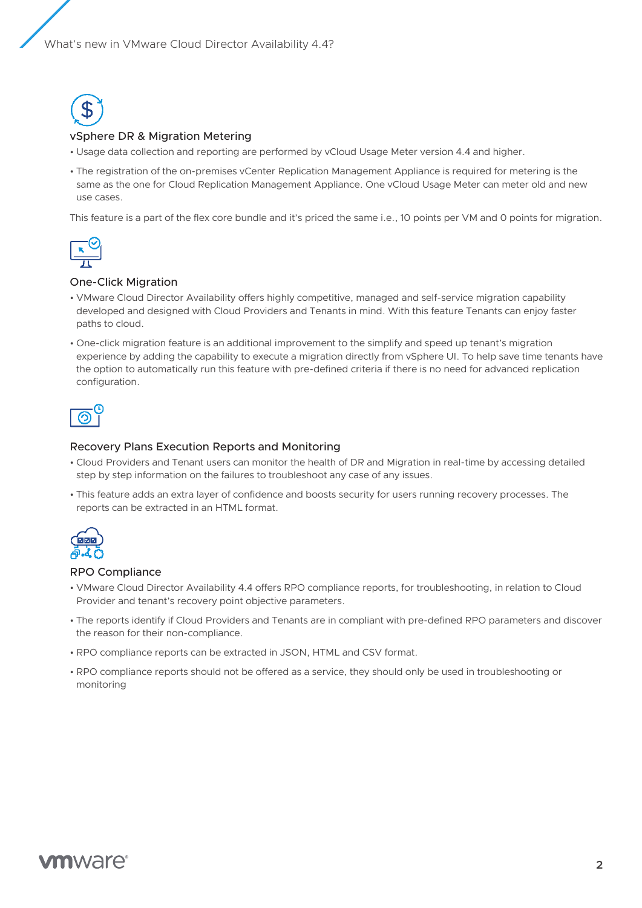### vSphere DR & Migration Metering

- Usage data collection and reporting are performed by vCloud Usage Meter version 4.4 and higher.
- The registration of the on-premises vCenter Replication Management Appliance is required for metering is the same as the one for Cloud Replication Management Appliance. One vCloud Usage Meter can meter old and new use cases.

This feature is a part of the flex core bundle and it's priced the same i.e., 10 points per VM and 0 points for migration.

### One-Click Migration

- VMware Cloud Director Availability offers highly competitive, managed and self-service migration capability developed and designed with Cloud Providers and Tenants in mind. With this feature Tenants can enjoy faster paths to cloud.
- One-click migration feature is an additional improvement to the simplify and speed up tenant's migration experience by adding the capability to execute a migration directly from vSphere UI. To help save time tenants have the option to automatically run this feature with pre-defined criteria if there is no need for advanced replication configuration.

### Recovery Plans Execution Reports and Monitoring

- Cloud Providers and Tenant users can monitor the health of DR and Migration in real-time by accessing detailed step by step information on the failures to troubleshoot any case of any issues.
- This feature adds an extra layer of confidence and boosts security for users running recovery processes. The reports can be extracted in an HTML format.

### RPO Compliance

- VMware Cloud Director Availability 4.4 offers RPO compliance reports, for troubleshooting, in relation to Cloud Provider and tenant's recovery point objective parameters.
- The reports identify if Cloud Providers and Tenants are in compliant with pre-defined RPO parameters and discover the reason for their non-compliance.
- RPO compliance reports can be extracted in JSON, HTML and CSV format.
- RPO compliance reports should not be offered as a service, they should only be used in troubleshooting or monitoring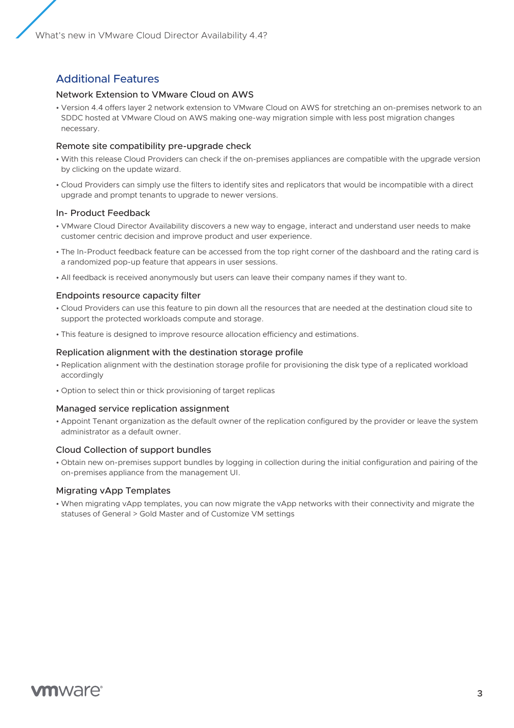## Additional Features

### Network Extension to VMware Cloud on AWS

- Version 4.4 offers layer 2 network extension to VMware Cloud on AWS for stretching an on-premises network to an SDDC hosted at VMware Cloud on AWS making one-way migration simple with less post migration changes necessary.

### Remote site compatibility pre-upgrade check

- With this release Cloud Providers can check if the on-premises appliances are compatible with the upgrade version by clicking on the update wizard.
- Cloud Providers can simply use the filters to identify sites and replicators that would be incompatible with a direct upgrade and prompt tenants to upgrade to newer versions.

### In- Product Feedback

- VMware Cloud Director Availability discovers a new way to engage, interact and understand user needs to make customer centric decision and improve product and user experience.
- The In-Product feedback feature can be accessed from the top right corner of the dashboard and the rating card is a randomized pop-up feature that appears in user sessions.
- All feedback is received anonymously but users can leave their company names if they want to.

### Endpoints resource capacity filter

- Cloud Providers can use this feature to pin down all the resources that are needed at the destination cloud site to support the protected workloads compute and storage.
- This feature is designed to improve resource allocation efficiency and estimations.

### Replication alignment with the destination storage profile

- Replication alignment with the destination storage profile for provisioning the disk type of a replicated workload accordingly
- Option to select thin or thick provisioning of target replicas

### Managed service replication assignment

- Appoint Tenant organization as the default owner of the replication configured by the provider or leave the system administrator as a default owner.

### Cloud Collection of support bundles

- Obtain new on-premises support bundles by logging in collection during the initial configuration and pairing of the on-premises appliance from the management UI.

### Migrating vApp Templates

- When migrating vApp templates, you can now migrate the vApp networks with their connectivity and migrate the statuses of General > Gold Master and of Customize VM settings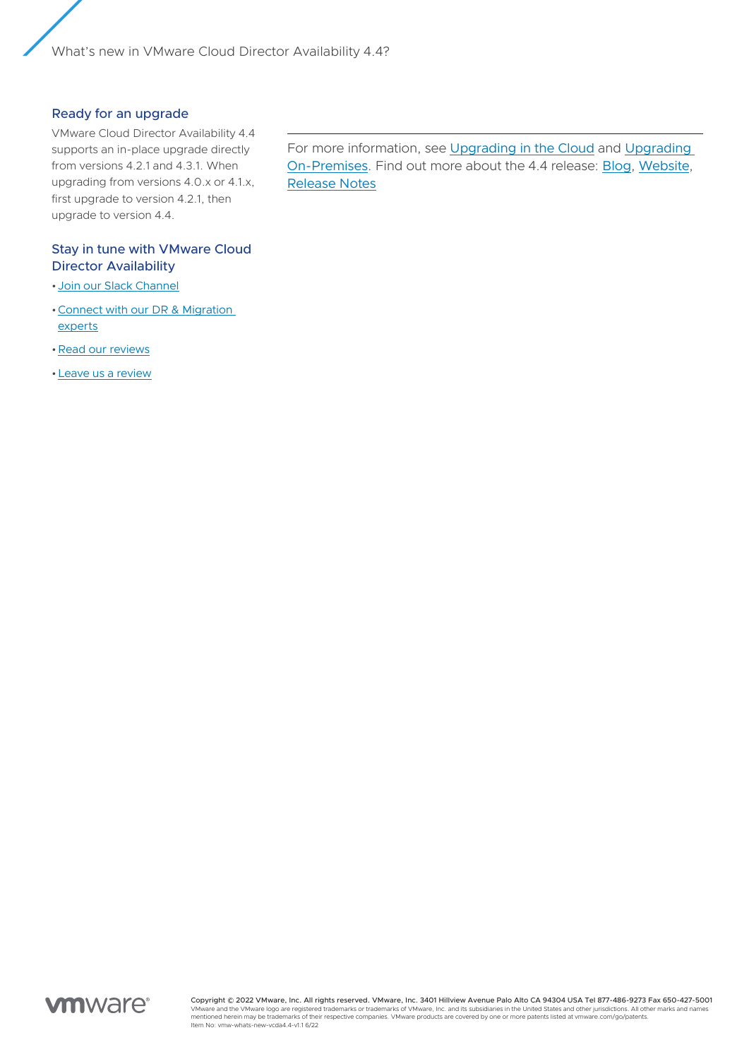## Ready for an upgrade

VMware Cloud Director Availability 4.4 supports an in-place upgrade directly from versions 4.2.1 and 4.3.1. When upgrading from versions 4.0.x or 4.1.x, first upgrade to version 4.2.1, then upgrade to version 4.4.

## Stay in tune with VMware Cloud Director Availability

- Join our Slack Channel
- Connect with our DR & Migration experts
- Read our reviews
- Leave us a review

For more information, see Upgrading in the Cloud and Upgrading On-Premises. Find out more about the 4.4 release: Blog, Website, Release Notes

Copyright © 2022 VMware, Inc. All rights reserved. VMware, Inc. 3401 Hillview Avenue Palo Alto CA 94304 USA Tel 877-486-9273 Fax 650-427-5001 VMware and the VMware logo are registered trademarks or trademarks of VMware, Inc. and its subsidiaries in the United States and other jurisdictions. All other marks and names mentioned herein may be trademarks of their respective companies. VMware products are covered by one or more patents listed at vmware.com/go/patents. Item No: vmw-whats-new-vcda4.4-v1.1 6/22